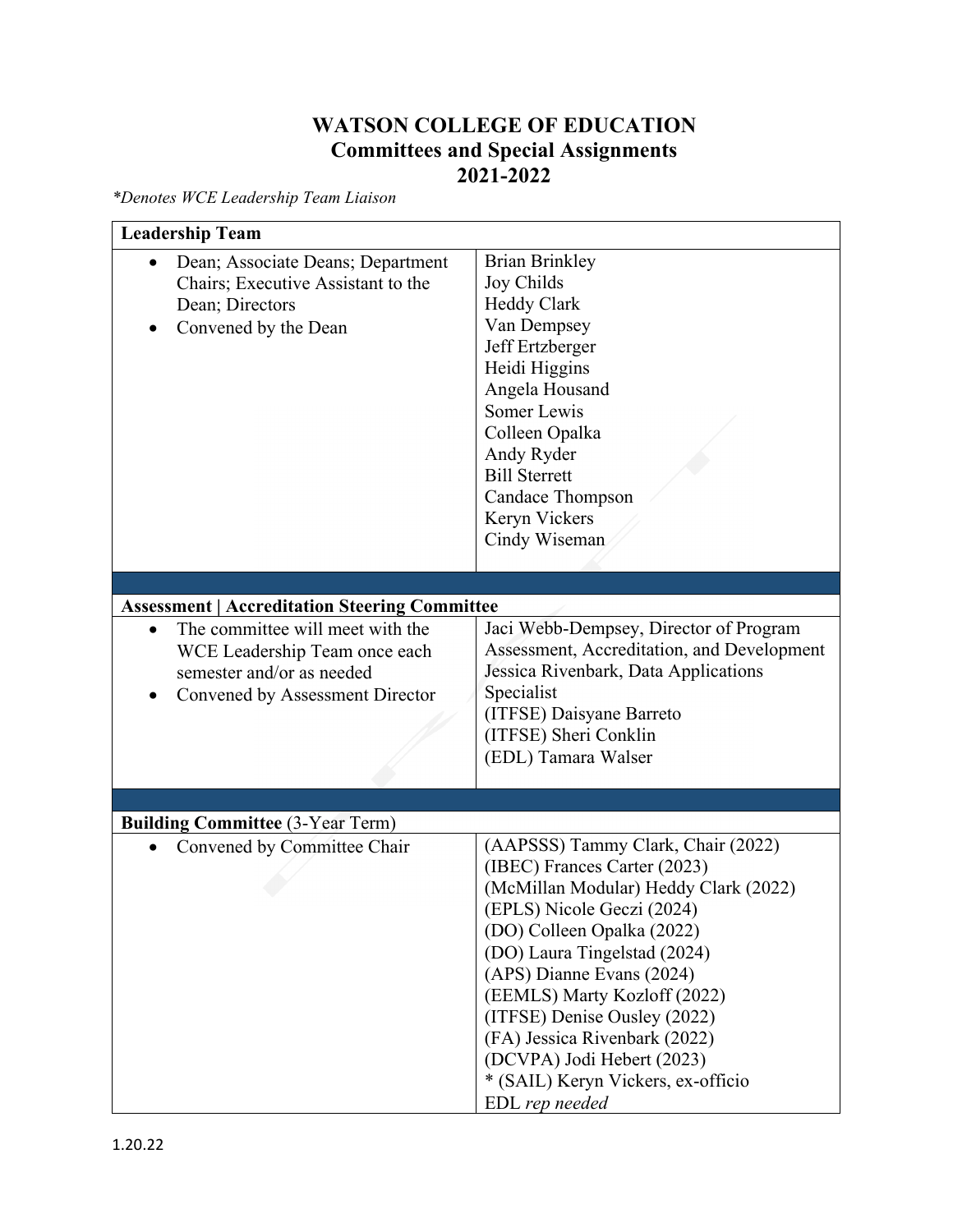# WATSON COLLEGE OF EDUCATION
## Committees and Special Assignments
## 2021-2022

*\*Denotes WCE Leadership Team Liaison*

| **Leadership Team** | |
|---|---|
| • Dean; Associate Deans; Department Chairs; Executive Assistant to the Dean; Directors<br>• Convened by the Dean | Brian Brinkley<br>Joy Childs<br>Heddy Clark<br>Van Dempsey<br>Jeff Ertzberger<br>Heidi Higgins<br>Angela Housand<br>Somer Lewis<br>Colleen Opalka<br>Andy Ryder<br>Bill Sterrett<br>Candace Thompson<br>Keryn Vickers<br>Cindy Wiseman |
| **Assessment \| Accreditation Steering Committee** | |
| • The committee will meet with the WCE Leadership Team once each semester and/or as needed<br>• Convened by Assessment Director | Jaci Webb-Dempsey, Director of Program Assessment, Accreditation, and Development<br>Jessica Rivenbark, Data Applications Specialist<br>(ITFSE) Daisyane Barreto<br>(ITFSE) Sheri Conklin<br>(EDL) Tamara Walser |
| **Building Committee** (3-Year Term) | |
| • Convened by Committee Chair | (AAPSSS) Tammy Clark, Chair (2022)<br>(IBEC) Frances Carter (2023)<br>(McMillan Modular) Heddy Clark (2022)<br>(EPLS) Nicole Geczi (2024)<br>(DO) Colleen Opalka (2022)<br>(DO) Laura Tingelstad (2024)<br>(APS) Dianne Evans (2024)<br>(EEMLS) Marty Kozloff (2022)<br>(ITFSE) Denise Ousley (2022)<br>(FA) Jessica Rivenbark (2022)<br>(DCVPA) Jodi Hebert (2023)<br>* (SAIL) Keryn Vickers, ex-officio<br>EDL *rep needed* |

1.20.22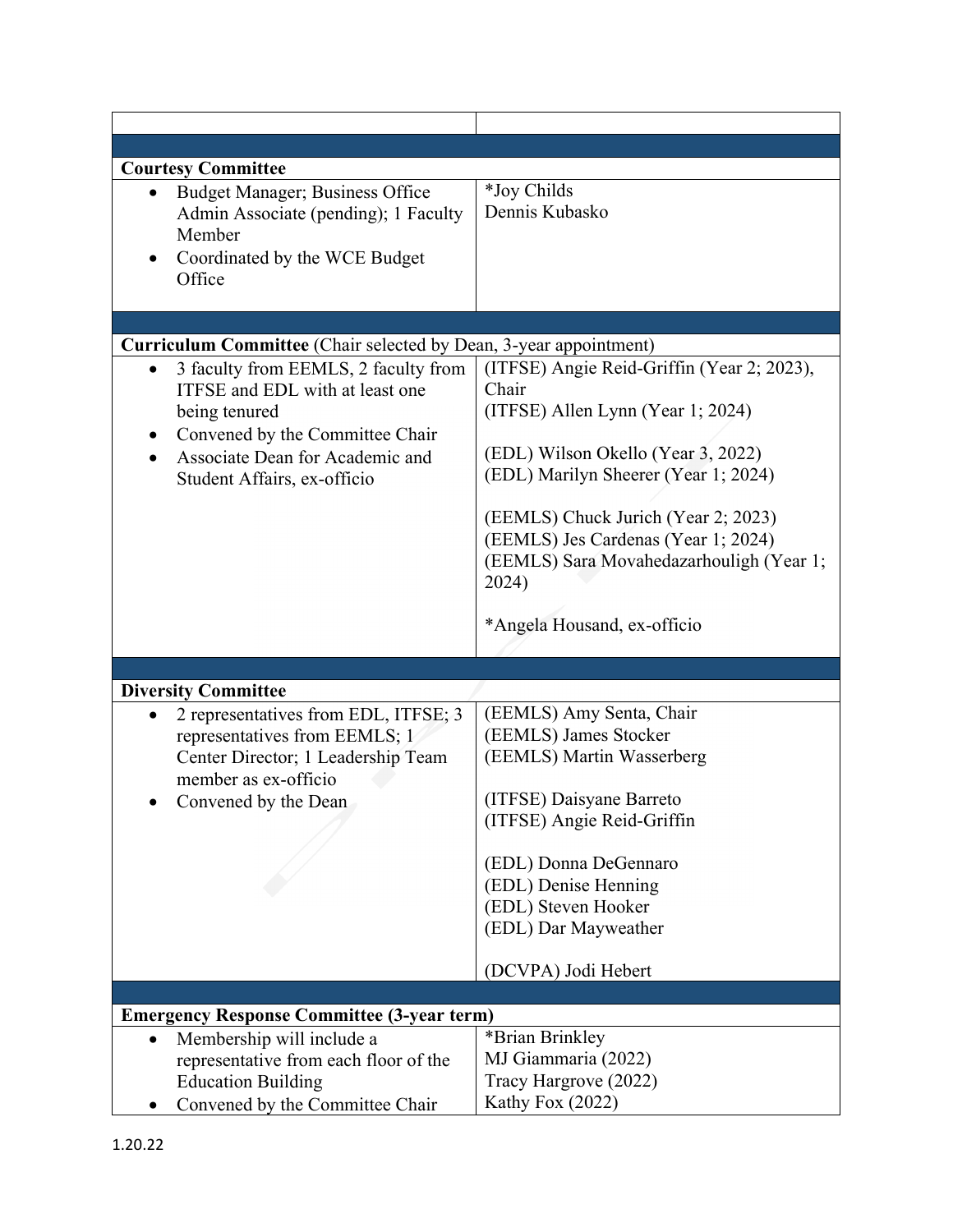| | |
|---|---|
| | |
| **Courtesy Committee** | |
| • Budget Manager; Business Office Admin Associate (pending); 1 Faculty Member<br>• Coordinated by the WCE Budget Office | *Joy Childs<br>Dennis Kubasko |
| | |
| **Curriculum Committee** (Chair selected by Dean, 3-year appointment) | |
| • 3 faculty from EEMLS, 2 faculty from ITFSE and EDL with at least one being tenured<br>• Convened by the Committee Chair<br>• Associate Dean for Academic and Student Affairs, ex-officio | (ITFSE) Angie Reid-Griffin (Year 2; 2023), Chair<br>(ITFSE) Allen Lynn (Year 1; 2024)<br><br>(EDL) Wilson Okello (Year 3, 2022)<br>(EDL) Marilyn Sheerer (Year 1; 2024)<br><br>(EEMLS) Chuck Jurich (Year 2; 2023)<br>(EEMLS) Jes Cardenas (Year 1; 2024)<br>(EEMLS) Sara Movahedazarhouligh (Year 1; 2024)<br><br>*Angela Housand, ex-officio |
| | |
| **Diversity Committee** | |
| • 2 representatives from EDL, ITFSE; 3 representatives from EEMLS; 1 Center Director; 1 Leadership Team member as ex-officio<br>• Convened by the Dean | (EEMLS) Amy Senta, Chair<br>(EEMLS) James Stocker<br>(EEMLS) Martin Wasserberg<br><br>(ITFSE) Daisyane Barreto<br>(ITFSE) Angie Reid-Griffin<br><br>(EDL) Donna DeGennaro<br>(EDL) Denise Henning<br>(EDL) Steven Hooker<br>(EDL) Dar Mayweather<br><br>(DCVPA) Jodi Hebert |
| | |
| **Emergency Response Committee (3-year term)** | |
| • Membership will include a representative from each floor of the Education Building<br>• Convened by the Committee Chair | *Brian Brinkley<br>MJ Giammaria (2022)<br>Tracy Hargrove (2022)<br>Kathy Fox (2022) |

1.20.22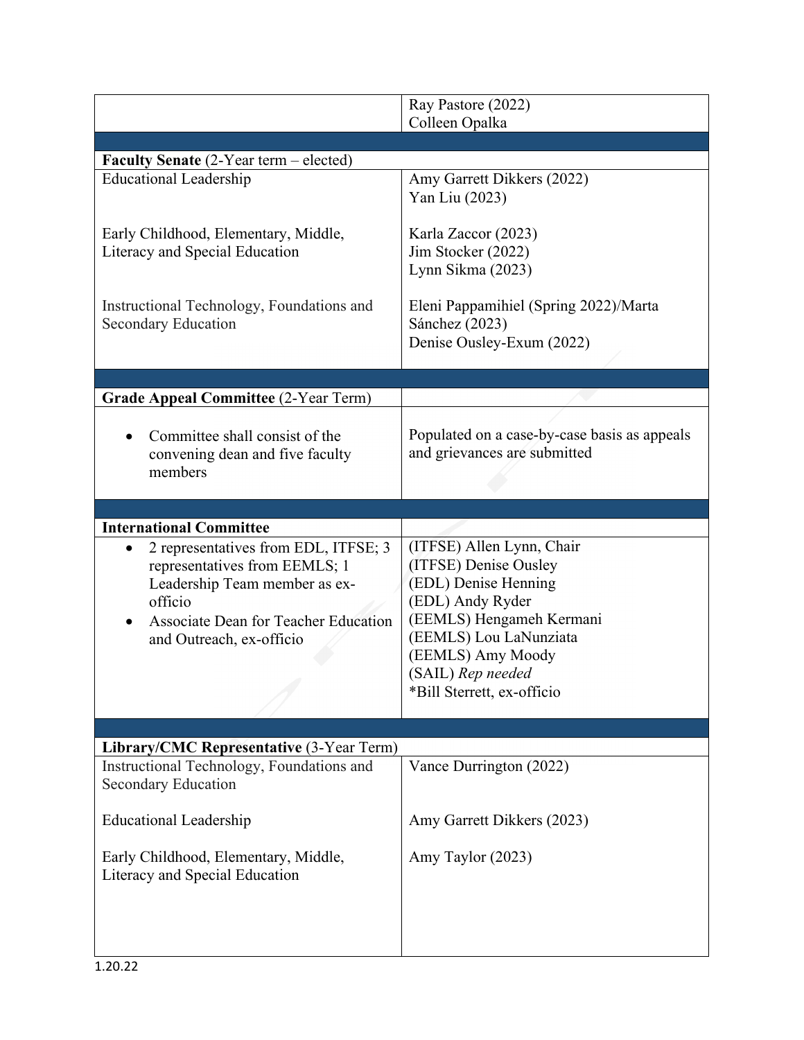| | |
|---|---|
| | Ray Pastore (2022)<br>Colleen Opalka |
| | |
| **Faculty Senate** (2-Year term – elected) | |
| Educational Leadership | Amy Garrett Dikkers (2022)<br>Yan Liu (2023) |
| Early Childhood, Elementary, Middle, Literacy and Special Education | Karla Zaccor (2023)<br>Jim Stocker (2022)<br>Lynn Sikma (2023) |
| Instructional Technology, Foundations and Secondary Education | Eleni Pappamihiel (Spring 2022)/Marta Sánchez (2023)<br>Denise Ousley-Exum (2022) |
| | |
| **Grade Appeal Committee** (2-Year Term) | |
| • Committee shall consist of the convening dean and five faculty members | Populated on a case-by-case basis as appeals and grievances are submitted |
| | |
| **International Committee** | |
| • 2 representatives from EDL, ITFSE; 3 representatives from EEMLS; 1 Leadership Team member as ex-officio<br>• Associate Dean for Teacher Education and Outreach, ex-officio | (ITFSE) Allen Lynn, Chair<br>(ITFSE) Denise Ousley<br>(EDL) Denise Henning<br>(EDL) Andy Ryder<br>(EEMLS) Hengameh Kermani<br>(EEMLS) Lou LaNunziata<br>(EEMLS) Amy Moody<br>(SAIL) *Rep needed*<br>*Bill Sterrett, ex-officio |
| | |
| **Library/CMC Representative** (3-Year Term) | |
| Instructional Technology, Foundations and Secondary Education | Vance Durrington (2022) |
| Educational Leadership | Amy Garrett Dikkers (2023) |
| Early Childhood, Elementary, Middle, Literacy and Special Education | Amy Taylor (2023) |

1.20.22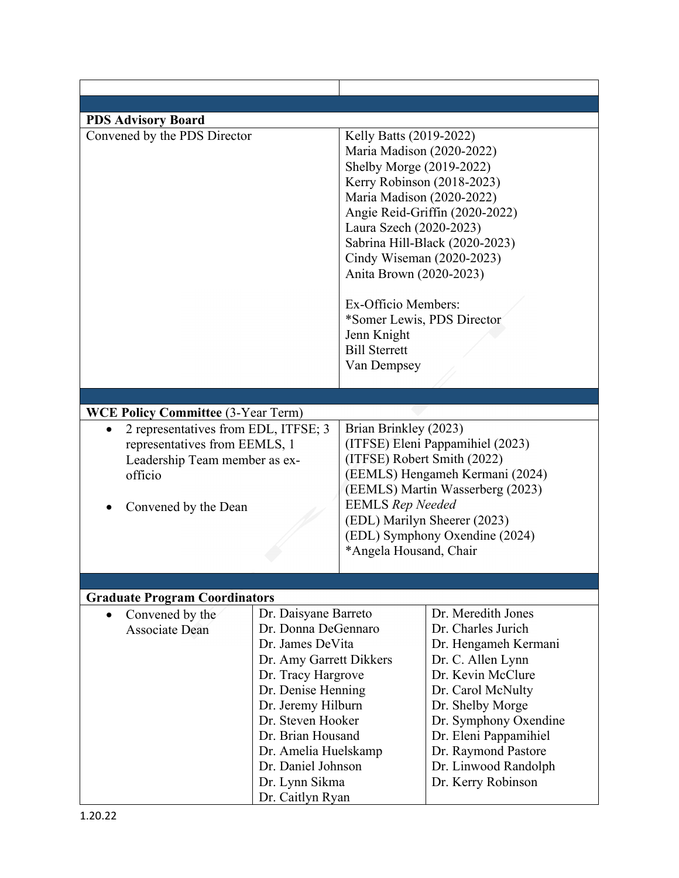| | |
|---|---|
| **PDS Advisory Board** | |
| Convened by the PDS Director | Kelly Batts (2019-2022)<br>Maria Madison (2020-2022)<br>Shelby Morge (2019-2022)<br>Kerry Robinson (2018-2023)<br>Maria Madison (2020-2022)<br>Angie Reid-Griffin (2020-2022)<br>Laura Szech (2020-2023)<br>Sabrina Hill-Black (2020-2023)<br>Cindy Wiseman (2020-2023)<br>Anita Brown (2020-2023)<br><br>Ex-Officio Members:<br>*Somer Lewis, PDS Director<br>Jenn Knight<br>Bill Sterrett<br>Van Dempsey |
| **WCE Policy Committee** (3-Year Term) | |
| • 2 representatives from EDL, ITFSE; 3 representatives from EEMLS, 1 Leadership Team member as ex-officio<br><br>• Convened by the Dean | Brian Brinkley (2023)<br>(ITFSE) Eleni Pappamihiel (2023)<br>(ITFSE) Robert Smith (2022)<br>(EEMLS) Hengameh Kermani (2024)<br>(EEMLS) Martin Wasserberg (2023)<br>EEMLS *Rep Needed*<br>(EDL) Marilyn Sheerer (2023)<br>(EDL) Symphony Oxendine (2024)<br>*Angela Housand, Chair |

| | | |
|---|---|---|
| **Graduate Program Coordinators** | | |
| • Convened by the Associate Dean | Dr. Daisyane Barreto<br>Dr. Donna DeGennaro<br>Dr. James DeVita<br>Dr. Amy Garrett Dikkers<br>Dr. Tracy Hargrove<br>Dr. Denise Henning<br>Dr. Jeremy Hilburn<br>Dr. Steven Hooker<br>Dr. Brian Housand<br>Dr. Amelia Huelskamp<br>Dr. Daniel Johnson<br>Dr. Lynn Sikma<br>Dr. Caitlyn Ryan | Dr. Meredith Jones<br>Dr. Charles Jurich<br>Dr. Hengameh Kermani<br>Dr. C. Allen Lynn<br>Dr. Kevin McClure<br>Dr. Carol McNulty<br>Dr. Shelby Morge<br>Dr. Symphony Oxendine<br>Dr. Eleni Pappamihiel<br>Dr. Raymond Pastore<br>Dr. Linwood Randolph<br>Dr. Kerry Robinson |

1.20.22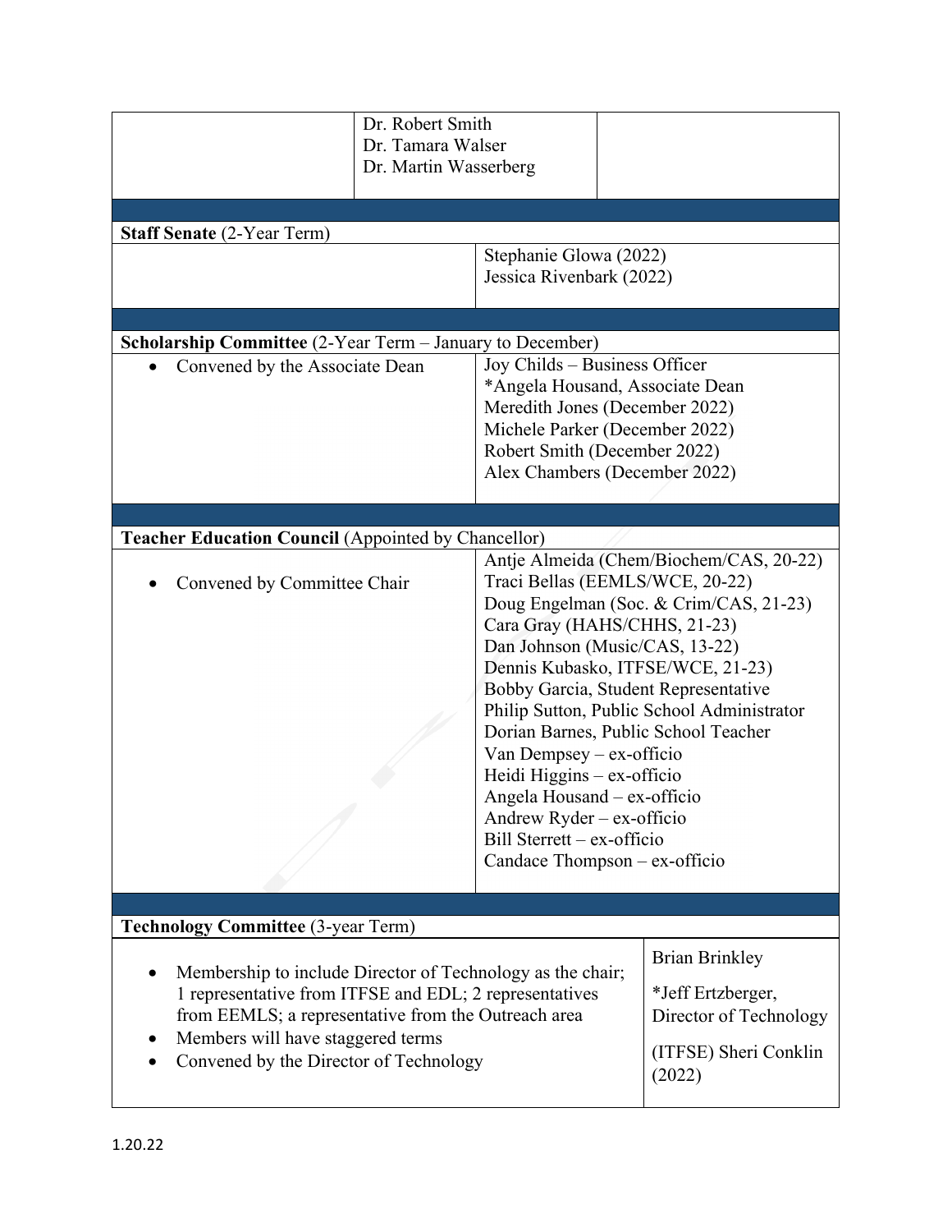| | | |
|---|---|---|
| | Dr. Robert Smith<br>Dr. Tamara Walser<br>Dr. Martin Wasserberg | |

**Staff Senate** (2-Year Term)

| | |
|---|---|
| | Stephanie Glowa (2022)<br>Jessica Rivenbark (2022) |

**Scholarship Committee** (2-Year Term – January to December)

| | |
|---|---|
| • Convened by the Associate Dean | Joy Childs – Business Officer<br>*Angela Housand, Associate Dean<br>Meredith Jones (December 2022)<br>Michele Parker (December 2022)<br>Robert Smith (December 2022)<br>Alex Chambers (December 2022) |

**Teacher Education Council** (Appointed by Chancellor)

| | |
|---|---|
| • Convened by Committee Chair | Antje Almeida (Chem/Biochem/CAS, 20-22)<br>Traci Bellas (EEMLS/WCE, 20-22)<br>Doug Engelman (Soc. & Crim/CAS, 21-23)<br>Cara Gray (HAHS/CHHS, 21-23)<br>Dan Johnson (Music/CAS, 13-22)<br>Dennis Kubasko, ITFSE/WCE, 21-23)<br>Bobby Garcia, Student Representative<br>Philip Sutton, Public School Administrator<br>Dorian Barnes, Public School Teacher<br>Van Dempsey – ex-officio<br>Heidi Higgins – ex-officio<br>Angela Housand – ex-officio<br>Andrew Ryder – ex-officio<br>Bill Sterrett – ex-officio<br>Candace Thompson – ex-officio |

**Technology Committee** (3-year Term)

| | |
|---|---|
| • Membership to include Director of Technology as the chair; 1 representative from ITFSE and EDL; 2 representatives from EEMLS; a representative from the Outreach area<br>• Members will have staggered terms<br>• Convened by the Director of Technology | Brian Brinkley<br>*Jeff Ertzberger, Director of Technology<br>(ITFSE) Sheri Conklin (2022) |

1.20.22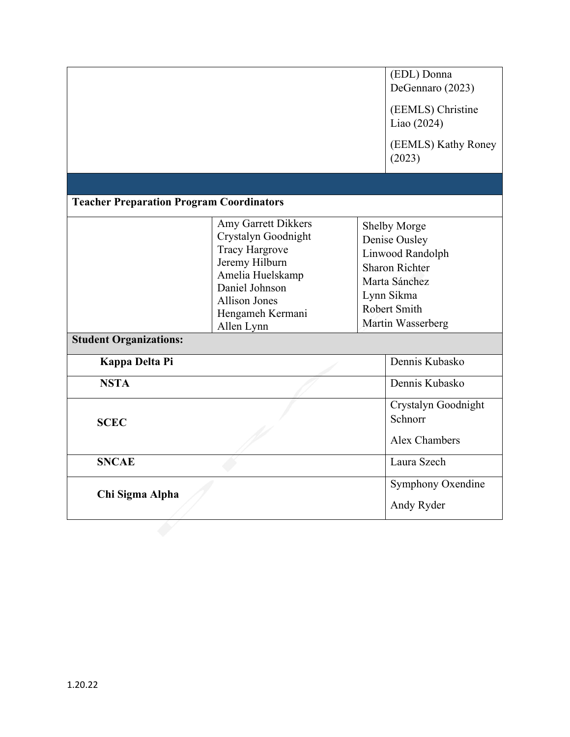| | |
|---|---|
| | (EDL) Donna DeGennaro (2023)<br><br>(EEMLS) Christine Liao (2024)<br><br>(EEMLS) Kathy Roney (2023) |

**Teacher Preparation Program Coordinators**

| | | |
|---|---|---|
| | Amy Garrett Dikkers<br>Crystalyn Goodnight<br>Tracy Hargrove<br>Jeremy Hilburn<br>Amelia Huelskamp<br>Daniel Johnson<br>Allison Jones<br>Hengameh Kermani<br>Allen Lynn | Shelby Morge<br>Denise Ousley<br>Linwood Randolph<br>Sharon Richter<br>Marta Sánchez<br>Lynn Sikma<br>Robert Smith<br>Martin Wasserberg |

**Student Organizations:**

| | |
|---|---|
| **Kappa Delta Pi** | Dennis Kubasko |
| **NSTA** | Dennis Kubasko |
| **SCEC** | Crystalyn Goodnight Schnorr<br><br>Alex Chambers |
| **SNCAE** | Laura Szech |
| **Chi Sigma Alpha** | Symphony Oxendine<br><br>Andy Ryder |

1.20.22